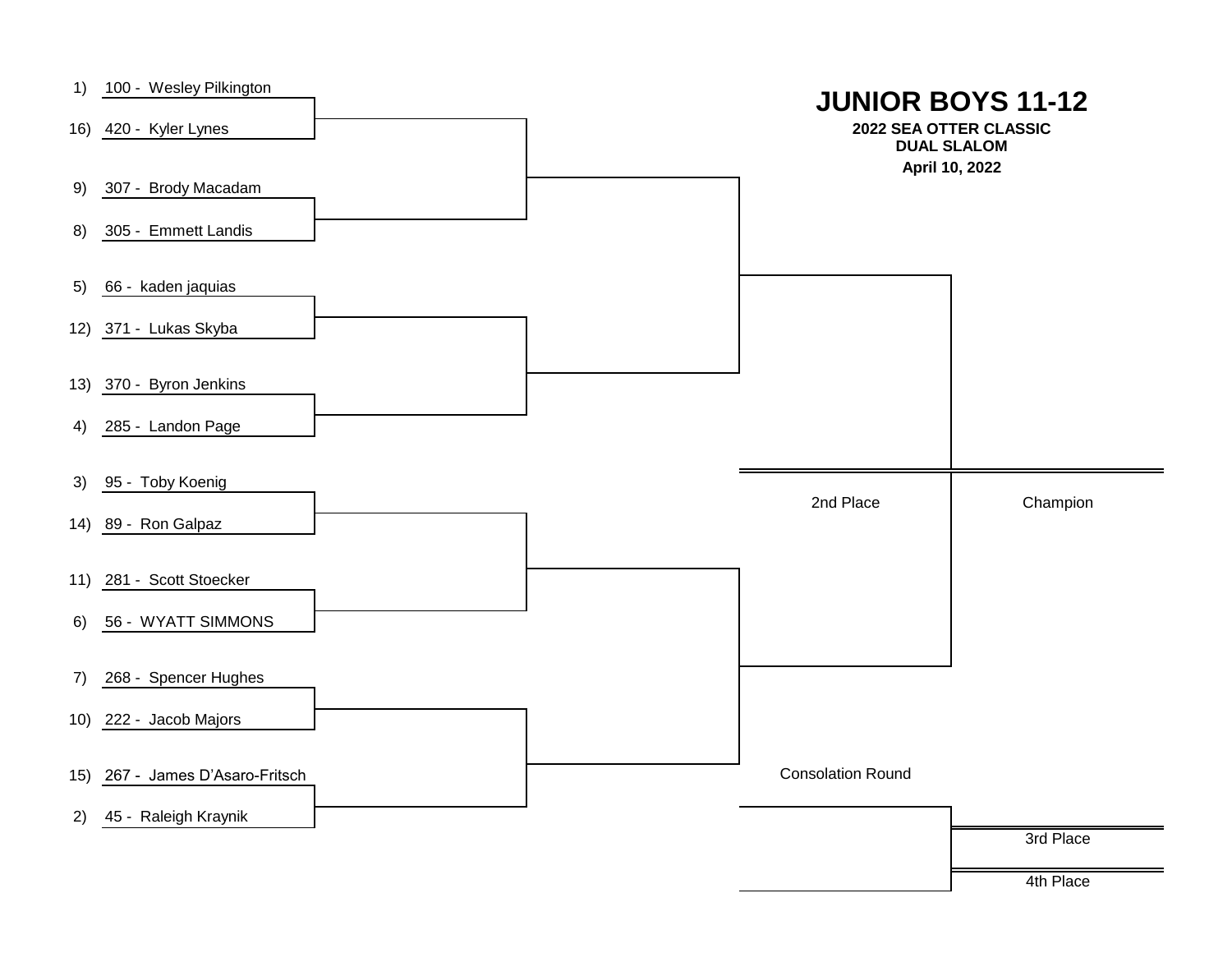# JUNIOR BOYS 11-12

**2022 SEA OTTER CLASSIC**
**DUAL SLALOM**
**April 10, 2022**

1) 100 - Wesley Pilkington
16) 420 - Kyler Lynes

9) 307 - Brody Macadam
8) 305 - Emmett Landis

5) 66 - kaden jaquias
12) 371 - Lukas Skyba

13) 370 - Byron Jenkins
4) 285 - Landon Page

3) 95 - Toby Koenig
14) 89 - Ron Galpaz

11) 281 - Scott Stoecker
6) 56 - WYATT SIMMONS

7) 268 - Spencer Hughes
10) 222 - Jacob Majors

15) 267 - James D'Asaro-Fritsch
2) 45 - Raleigh Kraynik

2nd Place

Champion

Consolation Round

3rd Place

4th Place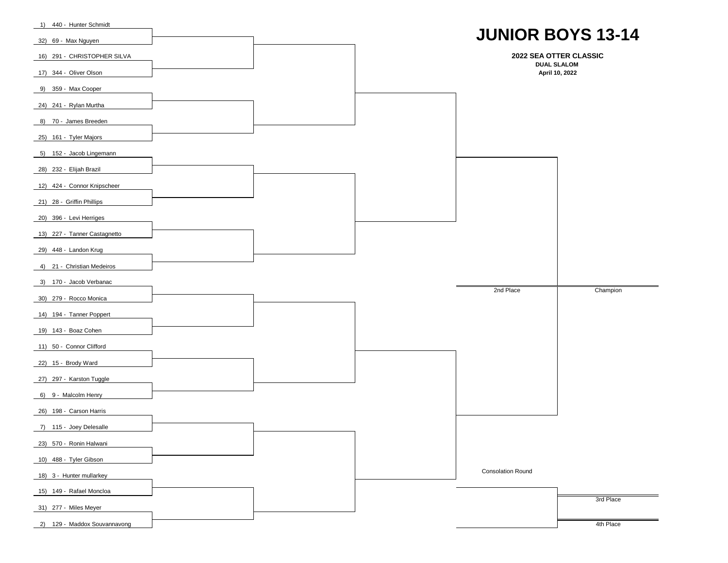# JUNIOR BOYS 13-14

**2022 SEA OTTER CLASSIC**

**DUAL SLALOM**

**April 10, 2022**

1) 440 - Hunter Schmidt
32) 69 - Max Nguyen
16) 291 - CHRISTOPHER SILVA
17) 344 - Oliver Olson
9) 359 - Max Cooper
24) 241 - Rylan Murtha
8) 70 - James Breeden
25) 161 - Tyler Majors
5) 152 - Jacob Lingemann
28) 232 - Elijah Brazil
12) 424 - Connor Knipscheer
21) 28 - Griffin Phillips
20) 396 - Levi Herriges
13) 227 - Tanner Castagnetto
29) 448 - Landon Krug
4) 21 - Christian Medeiros
3) 170 - Jacob Verbanac
30) 279 - Rocco Monica
14) 194 - Tanner Poppert
19) 143 - Boaz Cohen
11) 50 - Connor Clifford
22) 15 - Brody Ward
27) 297 - Karston Tuggle
6) 9 - Malcolm Henry
26) 198 - Carson Harris
7) 115 - Joey Delesalle
23) 570 - Ronin Halwani
10) 488 - Tyler Gibson
18) 3 - Hunter mullarkey
15) 149 - Rafael Moncloa
31) 277 - Miles Meyer
2) 129 - Maddox Souvannavong

2nd Place

Champion

Consolation Round

3rd Place

4th Place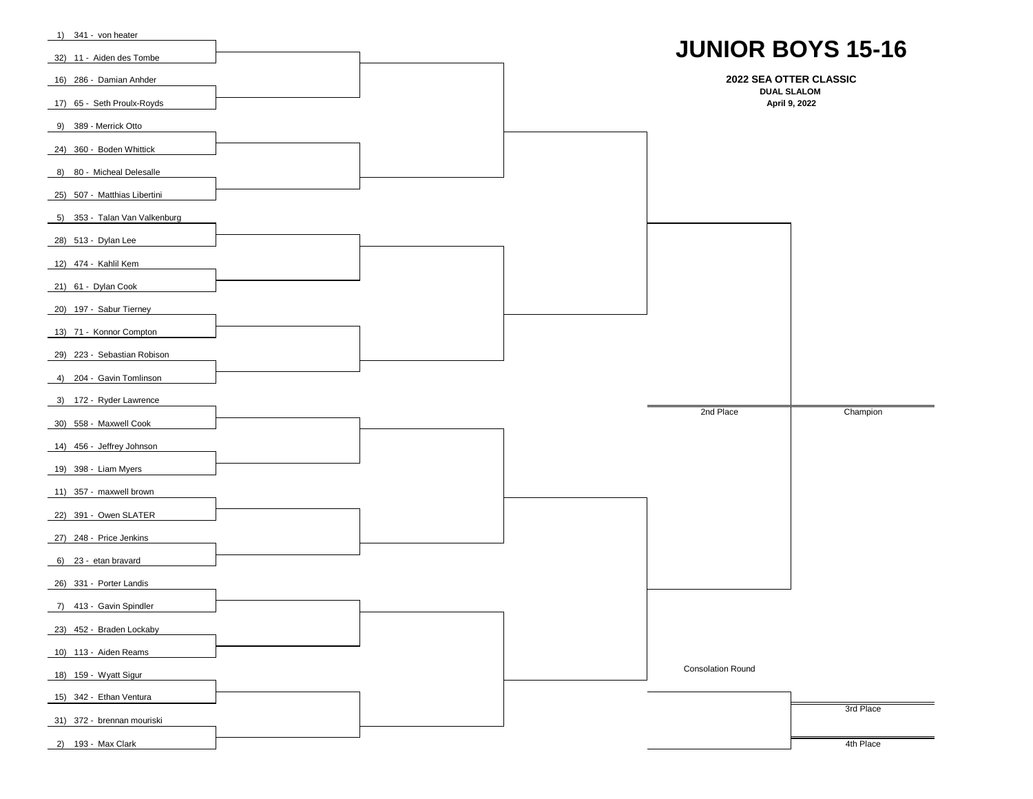# JUNIOR BOYS 15-16

**2022 SEA OTTER CLASSIC**
**DUAL SLALOM**
**April 9, 2022**

1) 341 - von heater
32) 11 - Aiden des Tombe
16) 286 - Damian Anhder
17) 65 - Seth Proulx-Royds
9) 389 - Merrick Otto
24) 360 - Boden Whittick
8) 80 - Micheal Delesalle
25) 507 - Matthias Libertini
5) 353 - Talan Van Valkenburg
28) 513 - Dylan Lee
12) 474 - Kahlil Kem
21) 61 - Dylan Cook
20) 197 - Sabur Tierney
13) 71 - Konnor Compton
29) 223 - Sebastian Robison
4) 204 - Gavin Tomlinson
3) 172 - Ryder Lawrence
30) 558 - Maxwell Cook
14) 456 - Jeffrey Johnson
19) 398 - Liam Myers
11) 357 - maxwell brown
22) 391 - Owen SLATER
27) 248 - Price Jenkins
6) 23 - etan bravard
26) 331 - Porter Landis
7) 413 - Gavin Spindler
23) 452 - Braden Lockaby
10) 113 - Aiden Reams
18) 159 - Wyatt Sigur
15) 342 - Ethan Ventura
31) 372 - brennan mouriski
2) 193 - Max Clark

2nd Place

Champion

Consolation Round

3rd Place

4th Place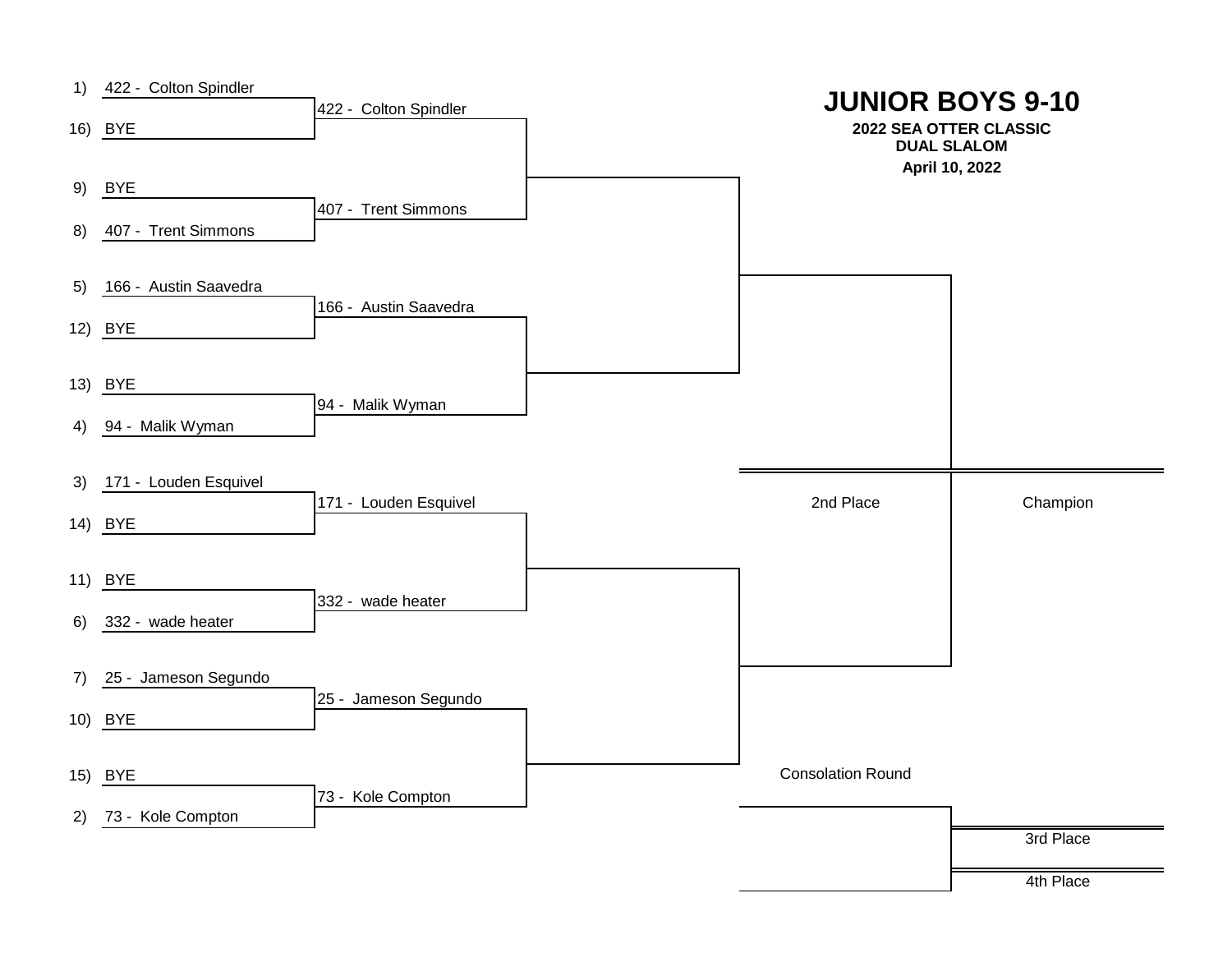# JUNIOR BOYS 9-10

**2022 SEA OTTER CLASSIC**
**DUAL SLALOM**
**April 10, 2022**

| Seed | First Round | Second Round |
| --- | --- | --- |
| 1) | 422 - Colton Spindler | 422 - Colton Spindler |
| 16) | BYE | |
| 9) | BYE | 407 - Trent Simmons |
| 8) | 407 - Trent Simmons | |
| 5) | 166 - Austin Saavedra | 166 - Austin Saavedra |
| 12) | BYE | |
| 13) | BYE | 94 - Malik Wyman |
| 4) | 94 - Malik Wyman | |
| 3) | 171 - Louden Esquivel | 171 - Louden Esquivel |
| 14) | BYE | |
| 11) | BYE | 332 - wade heater |
| 6) | 332 - wade heater | |
| 7) | 25 - Jameson Segundo | 25 - Jameson Segundo |
| 10) | BYE | |
| 15) | BYE | 73 - Kole Compton |
| 2) | 73 - Kole Compton | |

2nd Place

Champion

Consolation Round

3rd Place

4th Place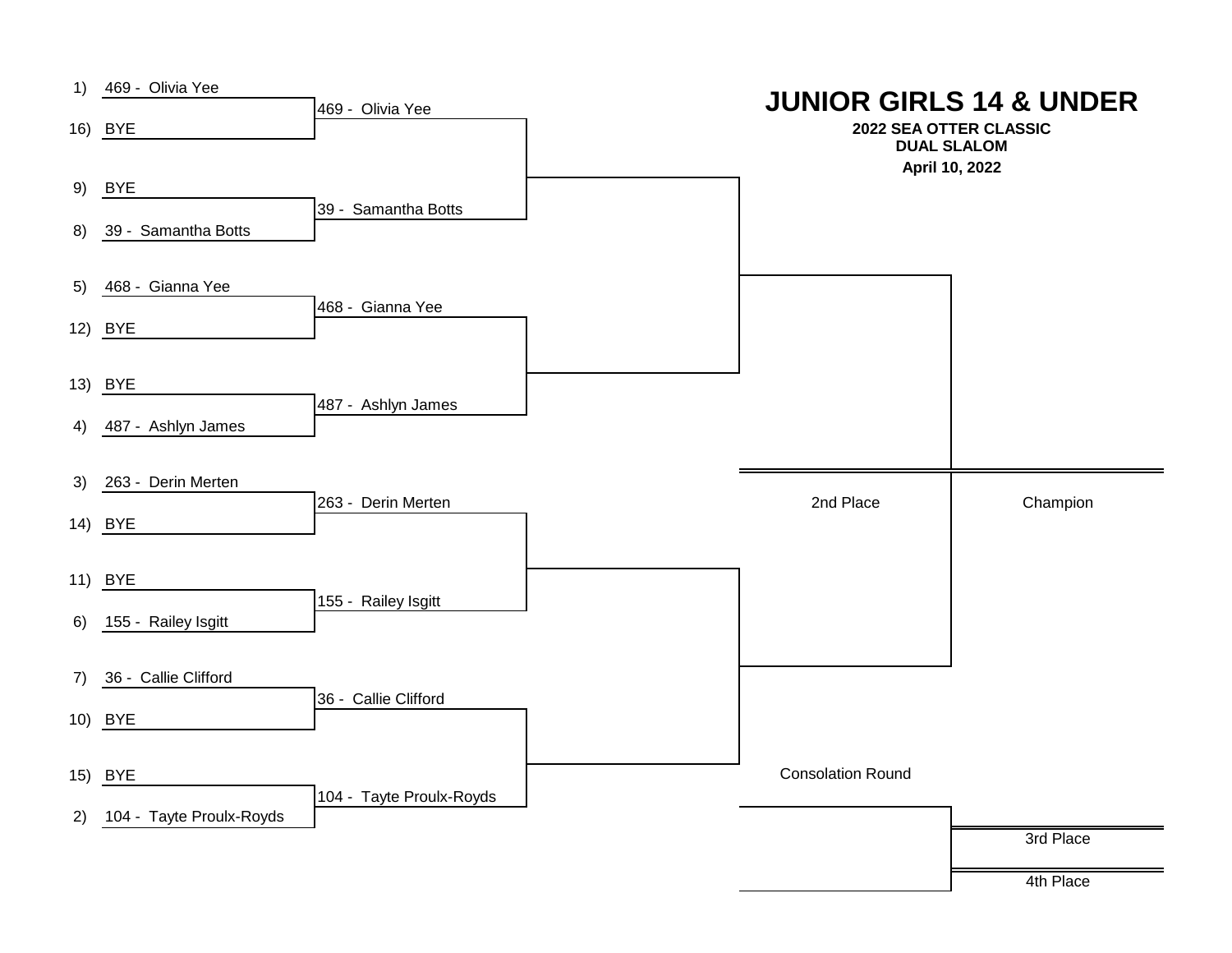# JUNIOR GIRLS 14 & UNDER

**2022 SEA OTTER CLASSIC**
**DUAL SLALOM**
**April 10, 2022**

| Seed | First Round | Second Round |
|---|---|---|
| 1) | 469 - Olivia Yee | 469 - Olivia Yee |
| 16) | BYE | |
| 9) | BYE | 39 - Samantha Botts |
| 8) | 39 - Samantha Botts | |
| 5) | 468 - Gianna Yee | 468 - Gianna Yee |
| 12) | BYE | |
| 13) | BYE | 487 - Ashlyn James |
| 4) | 487 - Ashlyn James | |
| 3) | 263 - Derin Merten | 263 - Derin Merten |
| 14) | BYE | |
| 11) | BYE | 155 - Railey Isgitt |
| 6) | 155 - Railey Isgitt | |
| 7) | 36 - Callie Clifford | 36 - Callie Clifford |
| 10) | BYE | |
| 15) | BYE | 104 - Tayte Proulx-Royds |
| 2) | 104 - Tayte Proulx-Royds | |

2nd Place

Champion

Consolation Round

3rd Place

4th Place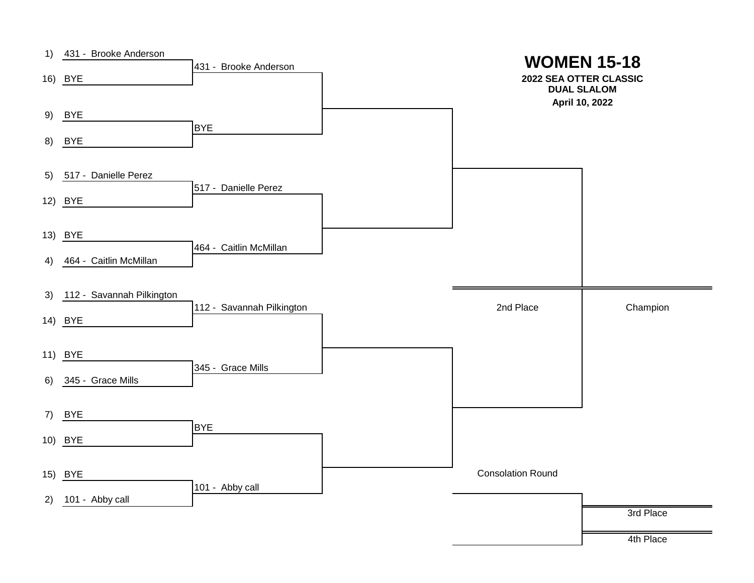# WOMEN 15-18

**2022 SEA OTTER CLASSIC**
**DUAL SLALOM**
**April 10, 2022**

| Seed | First Round | Second Round |
| --- | --- | --- |
| 1) | 431 - Brooke Anderson | 431 - Brooke Anderson |
| 16) | BYE | |
| 9) | BYE | BYE |
| 8) | BYE | |
| 5) | 517 - Danielle Perez | 517 - Danielle Perez |
| 12) | BYE | |
| 13) | BYE | 464 - Caitlin McMillan |
| 4) | 464 - Caitlin McMillan | |
| 3) | 112 - Savannah Pilkington | 112 - Savannah Pilkington |
| 14) | BYE | |
| 11) | BYE | 345 - Grace Mills |
| 6) | 345 - Grace Mills | |
| 7) | BYE | BYE |
| 10) | BYE | |
| 15) | BYE | 101 - Abby call |
| 2) | 101 - Abby call | |

2nd Place

Champion

Consolation Round

3rd Place

4th Place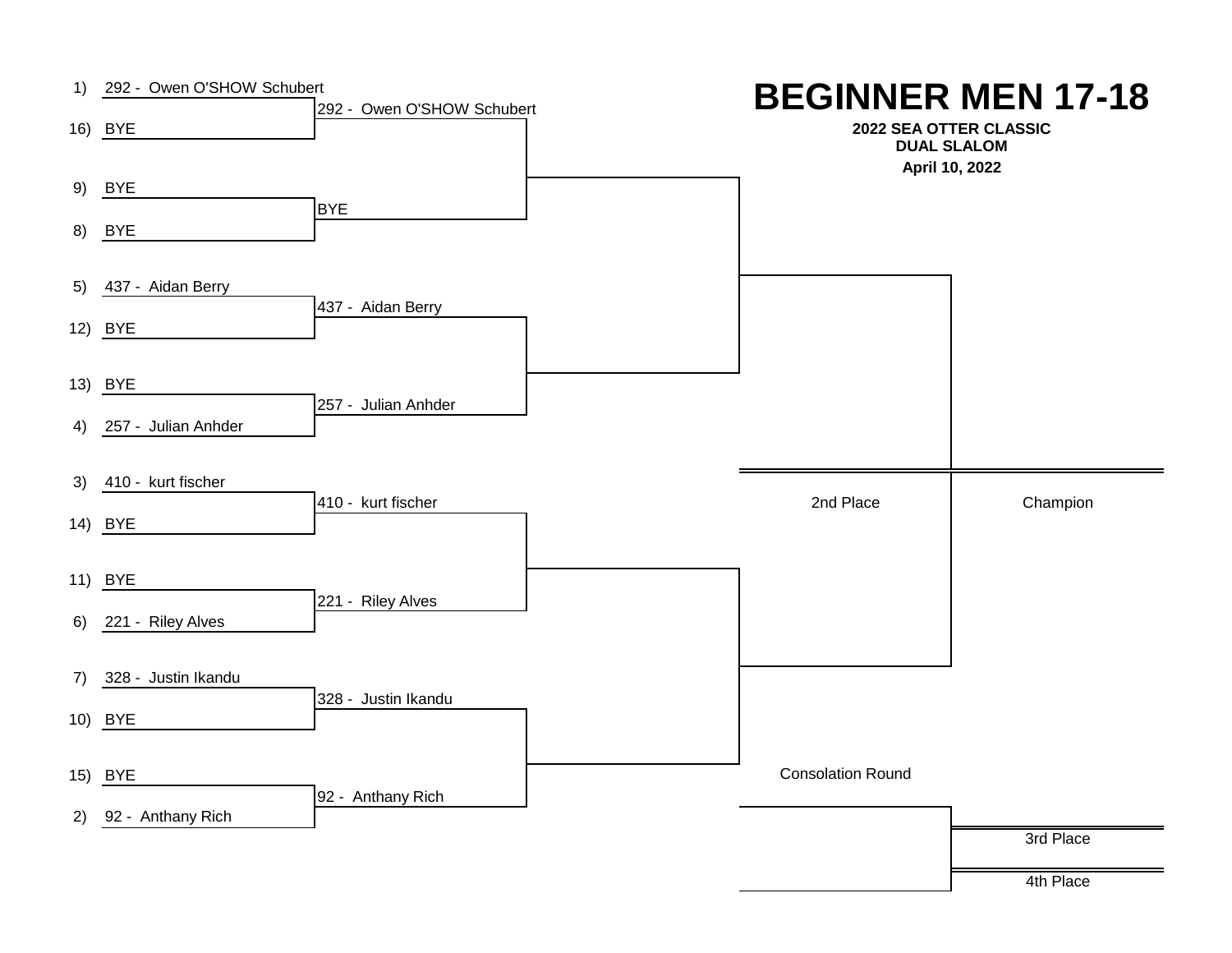# BEGINNER MEN 17-18

**2022 SEA OTTER CLASSIC**
**DUAL SLALOM**
**April 10, 2022**

| Seed | First Round | Second Round |
|---|---|---|
| 1) | 292 - Owen O'SHOW Schubert | 292 - Owen O'SHOW Schubert |
| 16) | BYE | |
| 9) | BYE | BYE |
| 8) | BYE | |
| 5) | 437 - Aidan Berry | 437 - Aidan Berry |
| 12) | BYE | |
| 13) | BYE | 257 - Julian Anhder |
| 4) | 257 - Julian Anhder | |
| 3) | 410 - kurt fischer | 410 - kurt fischer |
| 14) | BYE | |
| 11) | BYE | 221 - Riley Alves |
| 6) | 221 - Riley Alves | |
| 7) | 328 - Justin Ikandu | 328 - Justin Ikandu |
| 10) | BYE | |
| 15) | BYE | 92 - Anthany Rich |
| 2) | 92 - Anthany Rich | |

2nd Place

Champion

Consolation Round

3rd Place

4th Place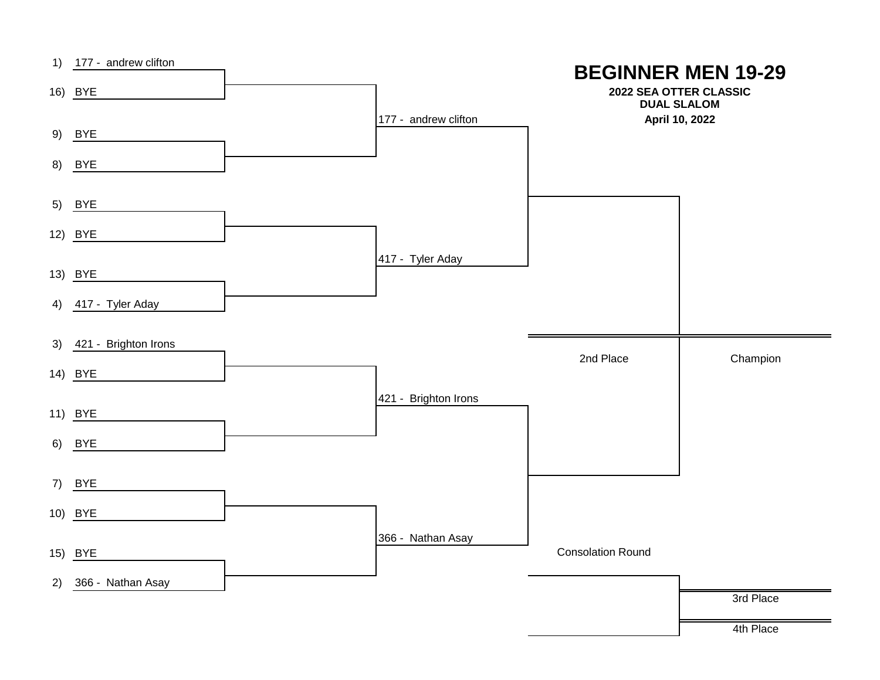# BEGINNER MEN 19-29

**2022 SEA OTTER CLASSIC**
**DUAL SLALOM**
**April 10, 2022**

## First Round

| Seed | Rider |
| --- | --- |
| 1) | 177 - andrew clifton |
| 16) | BYE |
| 9) | BYE |
| 8) | BYE |
| 5) | BYE |
| 12) | BYE |
| 13) | BYE |
| 4) | 417 - Tyler Aday |
| 3) | 421 - Brighton Irons |
| 14) | BYE |
| 11) | BYE |
| 6) | BYE |
| 7) | BYE |
| 10) | BYE |
| 15) | BYE |
| 2) | 366 - Nathan Asay |

## Second Round

- 177 - andrew clifton
- 417 - Tyler Aday
- 421 - Brighton Irons
- 366 - Nathan Asay

## Final

2nd Place

Champion

## Consolation Round

3rd Place

4th Place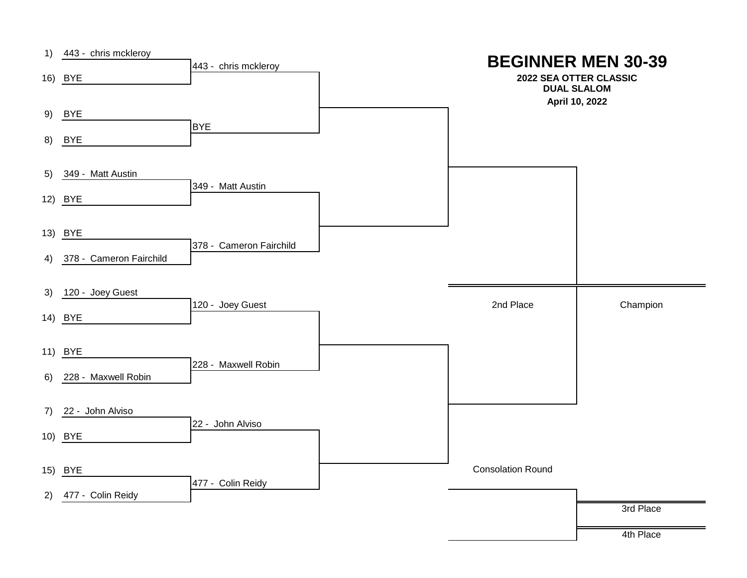# BEGINNER MEN 30-39

**2022 SEA OTTER CLASSIC**
**DUAL SLALOM**
**April 10, 2022**

| Seed | Round 1 | Round 2 |
|---|---|---|
| 1) | 443 - chris mckleroy | 443 - chris mckleroy |
| 16) | BYE | |
| 9) | BYE | BYE |
| 8) | BYE | |
| 5) | 349 - Matt Austin | 349 - Matt Austin |
| 12) | BYE | |
| 13) | BYE | 378 - Cameron Fairchild |
| 4) | 378 - Cameron Fairchild | |
| 3) | 120 - Joey Guest | 120 - Joey Guest |
| 14) | BYE | |
| 11) | BYE | 228 - Maxwell Robin |
| 6) | 228 - Maxwell Robin | |
| 7) | 22 - John Alviso | 22 - John Alviso |
| 10) | BYE | |
| 15) | BYE | 477 - Colin Reidy |
| 2) | 477 - Colin Reidy | |

2nd Place

Champion

Consolation Round

3rd Place

4th Place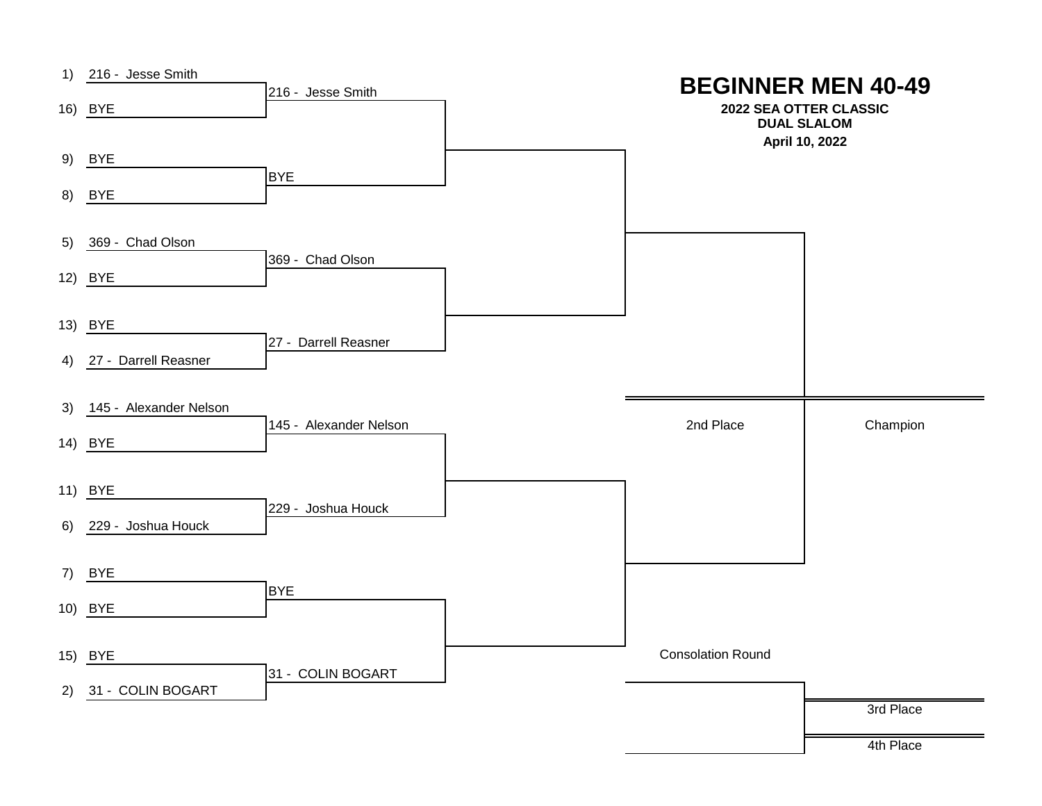# BEGINNER MEN 40-49

**2022 SEA OTTER CLASSIC**
**DUAL SLALOM**
**April 10, 2022**

| Seed | First Round | Second Round |
|---|---|---|
| 1) | 216 - Jesse Smith | 216 - Jesse Smith |
| 16) | BYE | |
| 9) | BYE | BYE |
| 8) | BYE | |
| 5) | 369 - Chad Olson | 369 - Chad Olson |
| 12) | BYE | |
| 13) | BYE | 27 - Darrell Reasner |
| 4) | 27 - Darrell Reasner | |
| 3) | 145 - Alexander Nelson | 145 - Alexander Nelson |
| 14) | BYE | |
| 11) | BYE | 229 - Joshua Houck |
| 6) | 229 - Joshua Houck | |
| 7) | BYE | BYE |
| 10) | BYE | |
| 15) | BYE | 31 - COLIN BOGART |
| 2) | 31 - COLIN BOGART | |

2nd Place

Champion

Consolation Round

3rd Place

4th Place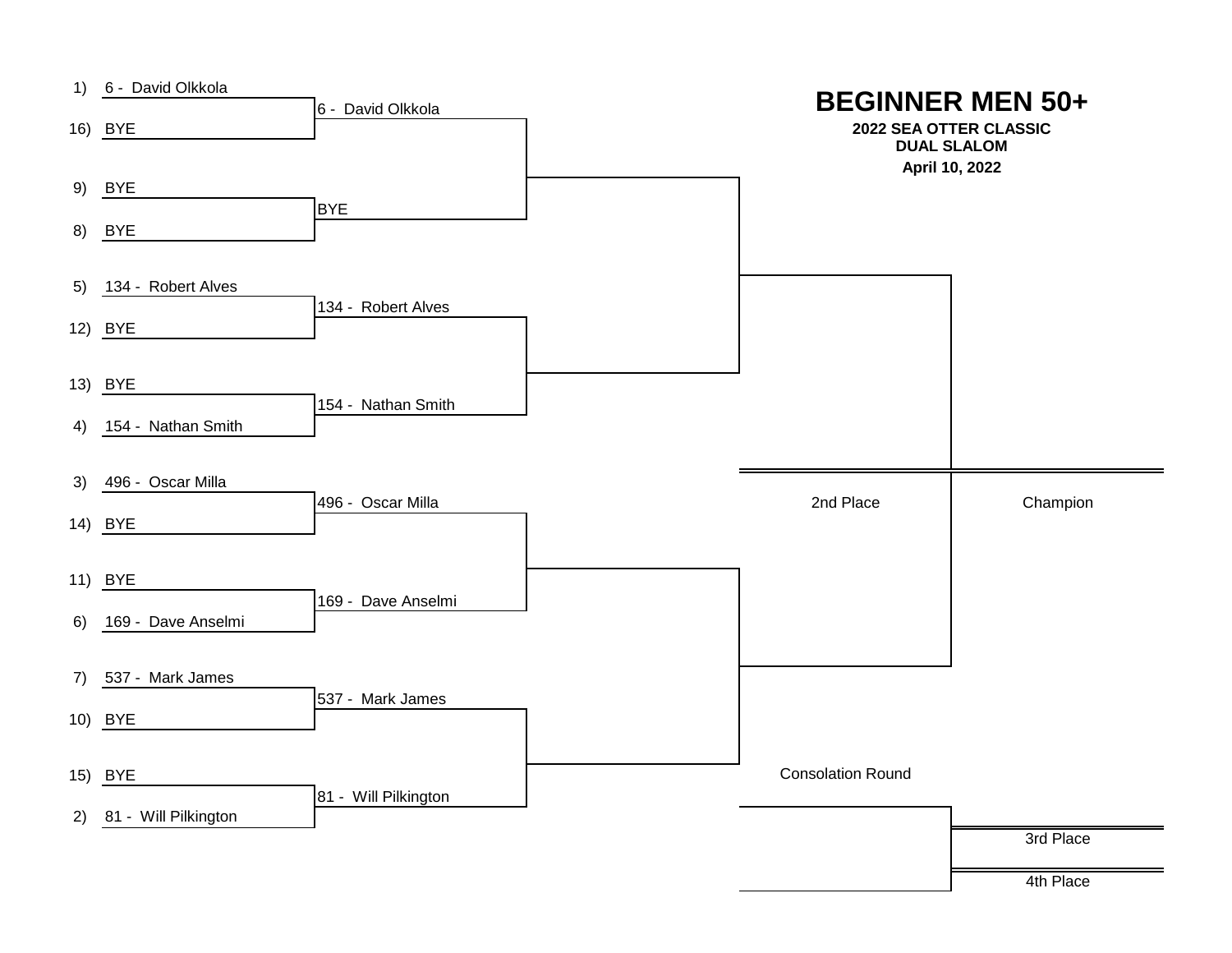# BEGINNER MEN 50+

**2022 SEA OTTER CLASSIC**
**DUAL SLALOM**
**April 10, 2022**

| Seed | First Round | Second Round |
|---|---|---|
| 1) | 6 - David Olkkola | 6 - David Olkkola |
| 16) | BYE | |
| 9) | BYE | BYE |
| 8) | BYE | |
| 5) | 134 - Robert Alves | 134 - Robert Alves |
| 12) | BYE | |
| 13) | BYE | 154 - Nathan Smith |
| 4) | 154 - Nathan Smith | |
| 3) | 496 - Oscar Milla | 496 - Oscar Milla |
| 14) | BYE | |
| 11) | BYE | 169 - Dave Anselmi |
| 6) | 169 - Dave Anselmi | |
| 7) | 537 - Mark James | 537 - Mark James |
| 10) | BYE | |
| 15) | BYE | 81 - Will Pilkington |
| 2) | 81 - Will Pilkington | |

2nd Place

Champion

Consolation Round

3rd Place

4th Place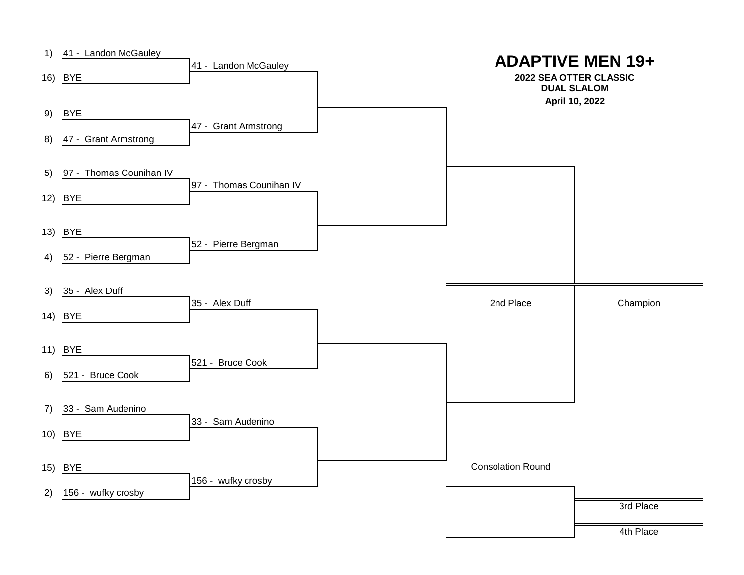# ADAPTIVE MEN 19+

**2022 SEA OTTER CLASSIC**
**DUAL SLALOM**
**April 10, 2022**

| Seed | Rider | Round 2 |
|---|---|---|
| 1) | 41 - Landon McGauley | 41 - Landon McGauley |
| 16) | BYE | |
| 9) | BYE | 47 - Grant Armstrong |
| 8) | 47 - Grant Armstrong | |
| 5) | 97 - Thomas Counihan IV | 97 - Thomas Counihan IV |
| 12) | BYE | |
| 13) | BYE | 52 - Pierre Bergman |
| 4) | 52 - Pierre Bergman | |
| 3) | 35 - Alex Duff | 35 - Alex Duff |
| 14) | BYE | |
| 11) | BYE | 521 - Bruce Cook |
| 6) | 521 - Bruce Cook | |
| 7) | 33 - Sam Audenino | 33 - Sam Audenino |
| 10) | BYE | |
| 15) | BYE | 156 - wufky crosby |
| 2) | 156 - wufky crosby | |

2nd Place

Champion

Consolation Round

3rd Place

4th Place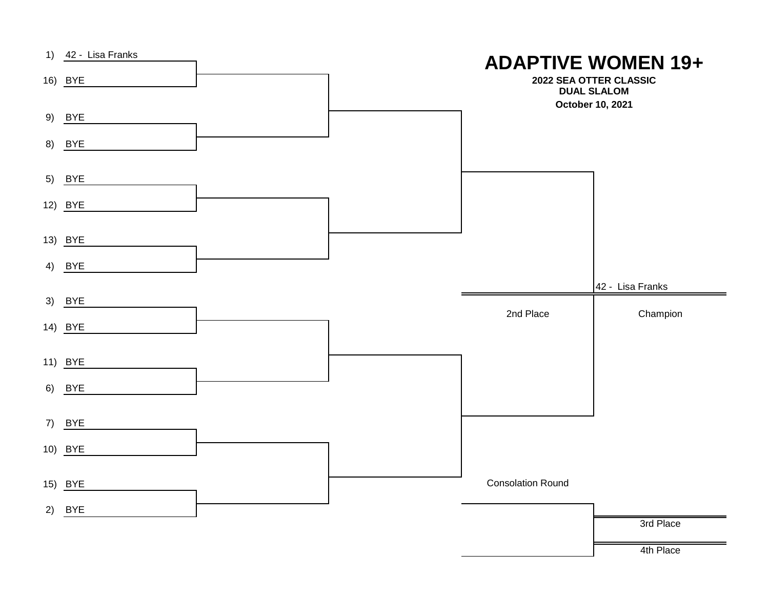# ADAPTIVE WOMEN 19+

**2022 SEA OTTER CLASSIC**
**DUAL SLALOM**
**October 10, 2021**

1) 42 - Lisa Franks
16) BYE
9) BYE
8) BYE
5) BYE
12) BYE
13) BYE
4) BYE
3) BYE
14) BYE
11) BYE
6) BYE
7) BYE
10) BYE
15) BYE
2) BYE

42 - Lisa Franks

2nd Place

Champion

Consolation Round

3rd Place

4th Place